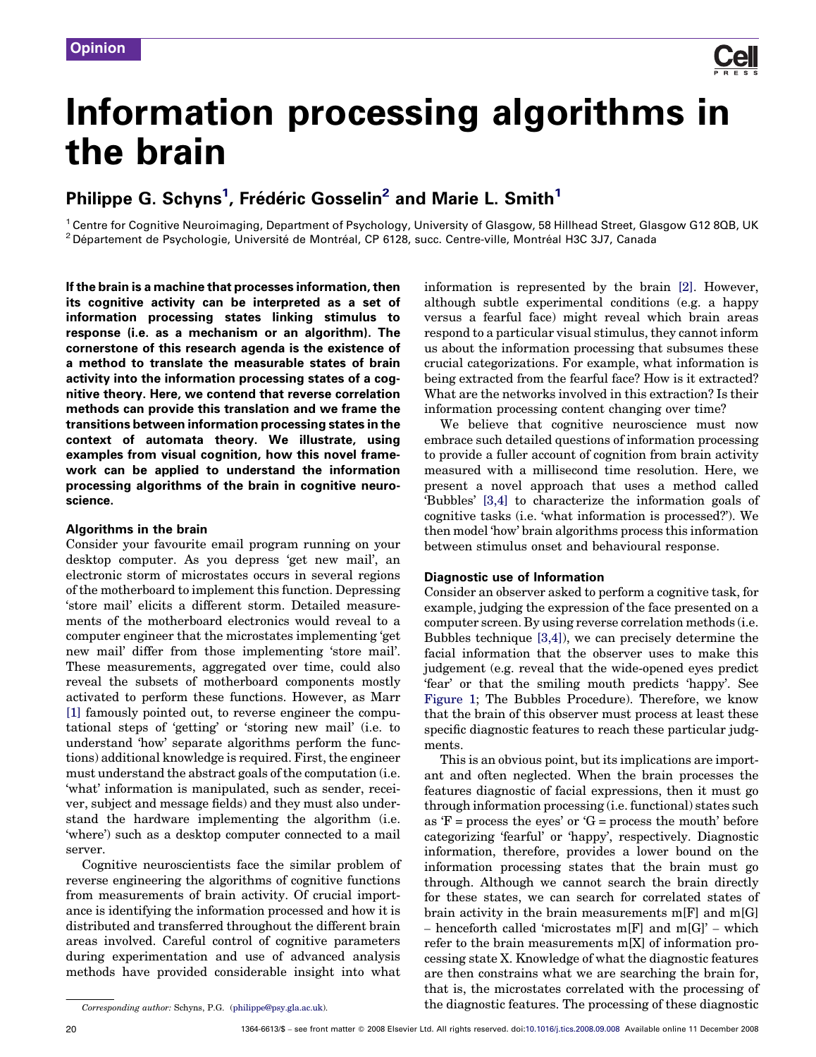Opinion

# Information processing algorithms in the brain

## Philippe G. Schyns[1], Frédéric Gosselin[2] and Marie L. Smith[1]

[1] Centre for Cognitive Neuroimaging, Department of Psychology, University of Glasgow, 58 Hillhead Street, Glasgow G12 8QB, UK
[2] Département de Psychologie, Université de Montréal, CP 6128, succ. Centre-ville, Montréal H3C 3J7, Canada

**If the brain is a machine that processes information, then its cognitive activity can be interpreted as a set of information processing states linking stimulus to response (i.e. as a mechanism or an algorithm). The cornerstone of this research agenda is the existence of a method to translate the measurable states of brain activity into the information processing states of a cognitive theory. Here, we contend that reverse correlation methods can provide this translation and we frame the transitions between information processing states in the context of automata theory. We illustrate, using examples from visual cognition, how this novel framework can be applied to understand the information processing algorithms of the brain in cognitive neuroscience.**

### Algorithms in the brain

Consider your favourite email program running on your desktop computer. As you depress 'get new mail', an electronic storm of microstates occurs in several regions of the motherboard to implement this function. Depressing 'store mail' elicits a different storm. Detailed measurements of the motherboard electronics would reveal to a computer engineer that the microstates implementing 'get new mail' differ from those implementing 'store mail'. These measurements, aggregated over time, could also reveal the subsets of motherboard components mostly activated to perform these functions. However, as Marr [1] famously pointed out, to reverse engineer the computational steps of 'getting' or 'storing new mail' (i.e. to understand 'how' separate algorithms perform the functions) additional knowledge is required. First, the engineer must understand the abstract goals of the computation (i.e. 'what' information is manipulated, such as sender, receiver, subject and message fields) and they must also understand the hardware implementing the algorithm (i.e. 'where') such as a desktop computer connected to a mail server.

Cognitive neuroscientists face the similar problem of reverse engineering the algorithms of cognitive functions from measurements of brain activity. Of crucial importance is identifying the information processed and how it is distributed and transferred throughout the different brain areas involved. Careful control of cognitive parameters during experimentation and use of advanced analysis methods have provided considerable insight into what information is represented by the brain [2]. However, although subtle experimental conditions (e.g. a happy versus a fearful face) might reveal which brain areas respond to a particular visual stimulus, they cannot inform us about the information processing that subsumes these crucial categorizations. For example, what information is being extracted from the fearful face? How is it extracted? What are the networks involved in this extraction? Is their information processing content changing over time?

We believe that cognitive neuroscience must now embrace such detailed questions of information processing to provide a fuller account of cognition from brain activity measured with a millisecond time resolution. Here, we present a novel approach that uses a method called 'Bubbles' [3,4] to characterize the information goals of cognitive tasks (i.e. 'what information is processed?'). We then model 'how' brain algorithms process this information between stimulus onset and behavioural response.

### Diagnostic use of Information

Consider an observer asked to perform a cognitive task, for example, judging the expression of the face presented on a computer screen. By using reverse correlation methods (i.e. Bubbles technique [3,4]), we can precisely determine the facial information that the observer uses to make this judgement (e.g. reveal that the wide-opened eyes predict 'fear' or that the smiling mouth predicts 'happy'. See Figure 1; The Bubbles Procedure). Therefore, we know that the brain of this observer must process at least these specific diagnostic features to reach these particular judgments.

This is an obvious point, but its implications are important and often neglected. When the brain processes the features diagnostic of facial expressions, then it must go through information processing (i.e. functional) states such as 'F = process the eyes' or 'G = process the mouth' before categorizing 'fearful' or 'happy', respectively. Diagnostic information, therefore, provides a lower bound on the information processing states that the brain must go through. Although we cannot search the brain directly for these states, we can search for correlated states of brain activity in the brain measurements m[F] and m[G] – henceforth called 'microstates m[F] and m[G]' – which refer to the brain measurements m[X] of information processing state X. Knowledge of what the diagnostic features are then constrains what we are searching the brain for, that is, the microstates correlated with the processing of the diagnostic features. The processing of these diagnostic

*Corresponding author:* Schyns, P.G. (philippe@psy.gla.ac.uk).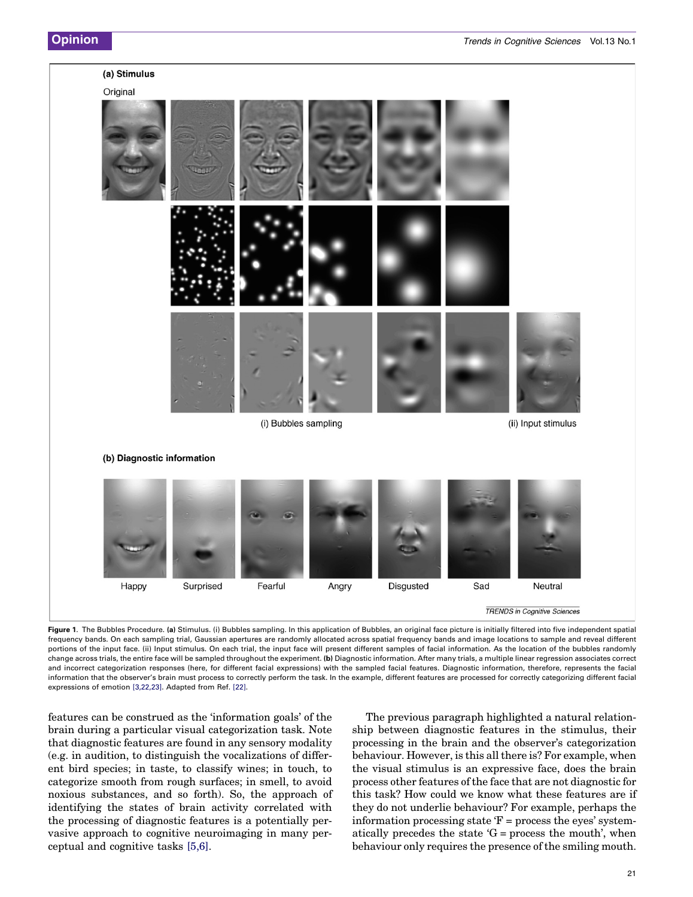(a) Stimulus

Original

(i) Bubbles sampling

(ii) Input stimulus

(b) Diagnostic information

Happy Surprised Fearful Angry Disgusted Sad Neutral

**Figure 1.** The Bubbles Procedure. **(a)** Stimulus. (i) Bubbles sampling. In this application of Bubbles, an original face picture is initially filtered into five independent spatial frequency bands. On each sampling trial, Gaussian apertures are randomly allocated across spatial frequency bands and image locations to sample and reveal different portions of the input face. (ii) Input stimulus. On each trial, the input face will present different samples of facial information. As the location of the bubbles randomly change across trials, the entire face will be sampled throughout the experiment. **(b)** Diagnostic information. After many trials, a multiple linear regression associates correct and incorrect categorization responses (here, for different facial expressions) with the sampled facial features. Diagnostic information, therefore, represents the facial information that the observer's brain must process to correctly perform the task. In the example, different features are processed for correctly categorizing different facial expressions of emotion [3,22,23]. Adapted from Ref. [22].

features can be construed as the 'information goals' of the brain during a particular visual categorization task. Note that diagnostic features are found in any sensory modality (e.g. in audition, to distinguish the vocalizations of different bird species; in taste, to classify wines; in touch, to categorize smooth from rough surfaces; in smell, to avoid noxious substances, and so forth). So, the approach of identifying the states of brain activity correlated with the processing of diagnostic features is a potentially pervasive approach to cognitive neuroimaging in many perceptual and cognitive tasks [5,6].

The previous paragraph highlighted a natural relationship between diagnostic features in the stimulus, their processing in the brain and the observer's categorization behaviour. However, is this all there is? For example, when the visual stimulus is an expressive face, does the brain process other features of the face that are not diagnostic for this task? How could we know what these features are if they do not underlie behaviour? For example, perhaps the information processing state 'F = process the eyes' systematically precedes the state 'G = process the mouth', when behaviour only requires the presence of the smiling mouth.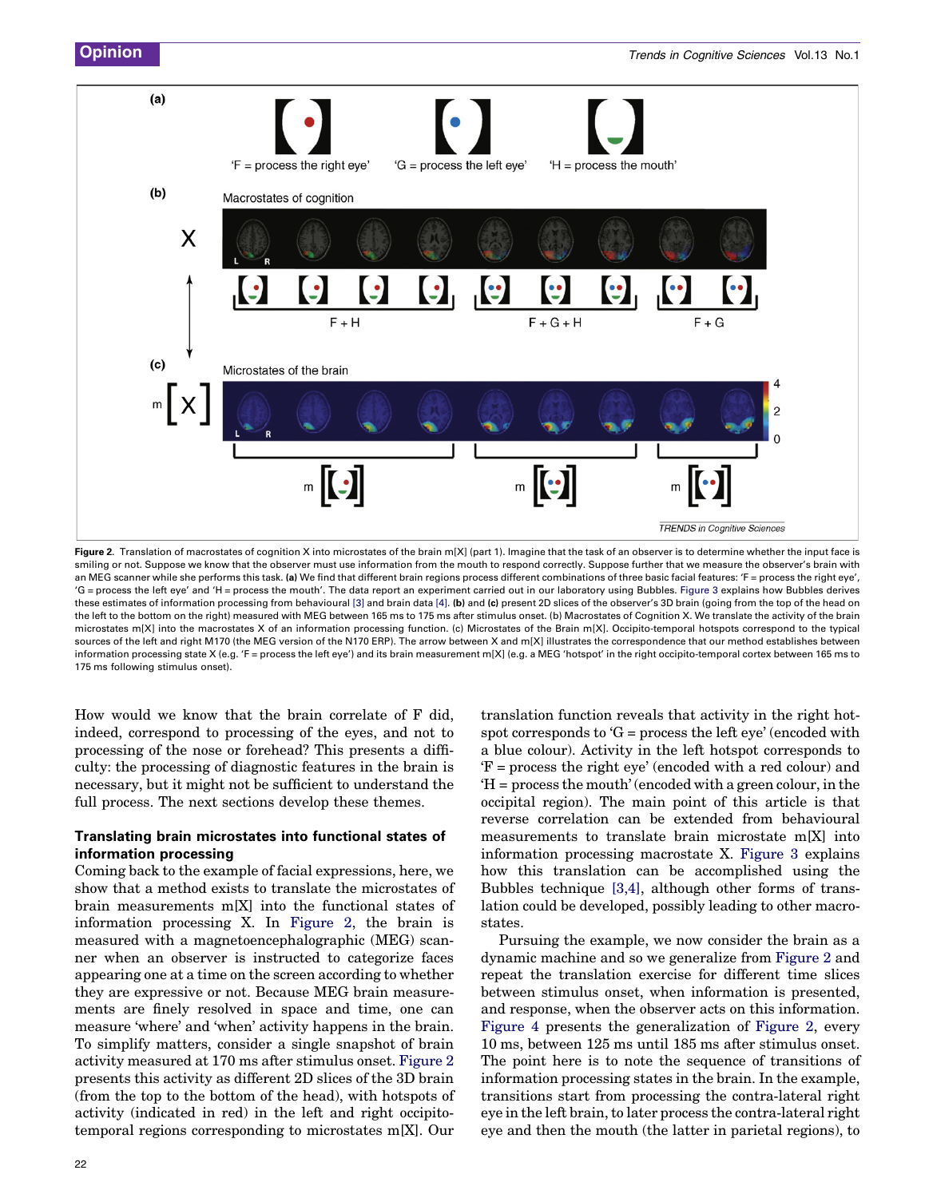**Figure 2.** Translation of macrostates of cognition X into microstates of the brain m[X] (part 1). Imagine that the task of an observer is to determine whether the input face is smiling or not. Suppose we know that the observer must use information from the mouth to respond correctly. Suppose further that we measure the observer's brain with an MEG scanner while she performs this task. **(a)** We find that different brain regions process different combinations of three basic facial features: 'F = process the right eye', 'G = process the left eye' and 'H = process the mouth'. The data report an experiment carried out in our laboratory using Bubbles. Figure 3 explains how Bubbles derives these estimates of information processing from behavioural [3] and brain data [4]. **(b)** and **(c)** present 2D slices of the observer's 3D brain (going from the top of the head on the left to the bottom on the right) measured with MEG between 165 ms to 175 ms after stimulus onset. (b) Macrostates of Cognition X. We translate the activity of the brain microstates m[X] into the macrostates X of an information processing function. (c) Microstates of the Brain m[X]. Occipito-temporal hotspots correspond to the typical sources of the left and right M170 (the MEG version of the N170 ERP). The arrow between X and m[X] illustrates the correspondence that our method establishes between information processing state X (e.g. 'F = process the left eye') and its brain measurement m[X] (e.g. a MEG 'hotspot' in the right occipito-temporal cortex between 165 ms to 175 ms following stimulus onset).

How would we know that the brain correlate of F did, indeed, correspond to processing of the eyes, and not to processing of the nose or forehead? This presents a difficulty: the processing of diagnostic features in the brain is necessary, but it might not be sufficient to understand the full process. The next sections develop these themes.

## Translating brain microstates into functional states of information processing

Coming back to the example of facial expressions, here, we show that a method exists to translate the microstates of brain measurements m[X] into the functional states of information processing X. In Figure 2, the brain is measured with a magnetoencephalographic (MEG) scanner when an observer is instructed to categorize faces appearing one at a time on the screen according to whether they are expressive or not. Because MEG brain measurements are finely resolved in space and time, one can measure 'where' and 'when' activity happens in the brain. To simplify matters, consider a single snapshot of brain activity measured at 170 ms after stimulus onset. Figure 2 presents this activity as different 2D slices of the 3D brain (from the top to the bottom of the head), with hotspots of activity (indicated in red) in the left and right occipito-temporal regions corresponding to microstates m[X]. Our translation function reveals that activity in the right hotspot corresponds to 'G = process the left eye' (encoded with a blue colour). Activity in the left hotspot corresponds to 'F = process the right eye' (encoded with a red colour) and 'H = process the mouth' (encoded with a green colour, in the occipital region). The main point of this article is that reverse correlation can be extended from behavioural measurements to translate brain microstate m[X] into information processing macrostate X. Figure 3 explains how this translation can be accomplished using the Bubbles technique [3,4], although other forms of translation could be developed, possibly leading to other macrostates.

Pursuing the example, we now consider the brain as a dynamic machine and so we generalize from Figure 2 and repeat the translation exercise for different time slices between stimulus onset, when information is presented, and response, when the observer acts on this information. Figure 4 presents the generalization of Figure 2, every 10 ms, between 125 ms until 185 ms after stimulus onset. The point here is to note the sequence of transitions of information processing states in the brain. In the example, transitions start from processing the contra-lateral right eye in the left brain, to later process the contra-lateral right eye and then the mouth (the latter in parietal regions), to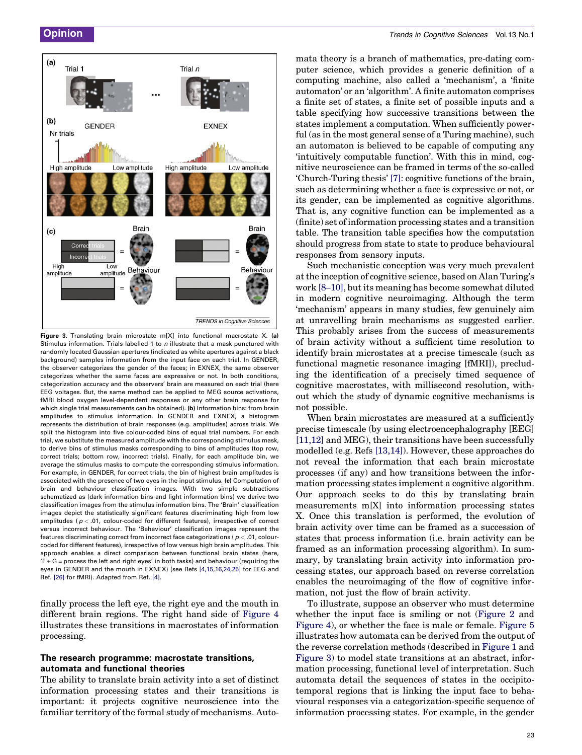Figure 3. Translating brain microstate m[X] into functional macrostate X. **(a)** Stimulus information. Trials labelled 1 to *n* illustrate that a mask punctured with randomly located Gaussian apertures (indicated as white apertures against a black background) samples information from the input face on each trial. In GENDER, the observer categorizes the gender of the faces; in EXNEX, the same observer categorizes whether the same faces are expressive or not. In both conditions, categorization accuracy and the observers' brain are measured on each trial (here EEG voltages. But, the same method can be applied to MEG source activations, fMRI blood oxygen level-dependent responses or any other brain response for which single trial measurements can be obtained). **(b)** Information bins: from brain amplitudes to stimulus information. In GENDER and EXNEX, a histogram represents the distribution of brain responses (e.g. amplitudes) across trials. We split the histogram into five colour-coded bins of equal trial numbers. For each trial, we substitute the measured amplitude with the corresponding stimulus mask, to derive bins of stimulus masks corresponding to bins of amplitudes (top row, correct trials; bottom row, incorrect trials). Finally, for each amplitude bin, we average the stimulus masks to compute the corresponding stimulus information. For example, in GENDER, for correct trials, the bin of highest brain amplitudes is associated with the presence of two eyes in the input stimulus. **(c)** Computation of brain and behaviour classification images. With two simple subtractions schematized as (dark information bins and light information bins) we derive two classification images from the stimulus information bins. The 'Brain' classification images depict the statistically significant features discriminating high from low amplitudes ($p < .01$, colour-coded for different features), irrespective of correct versus incorrect behaviour. The 'Behaviour' classification images represent the features discriminating correct from incorrect face categorizations ($p < .01$, colour-coded for different features), irrespective of low versus high brain amplitudes. This approach enables a direct comparison between functional brain states (here, 'F + G = process the left and right eyes' in both tasks) and behaviour (requiring the eyes in GENDER and the mouth in EXNEX) (see Refs [4,15,16,24,25] for EEG and Ref. [26] for fMRI). Adapted from Ref. [4].

finally process the left eye, the right eye and the mouth in different brain regions. The right hand side of Figure 4 illustrates these transitions in macrostates of information processing.

### The research programme: macrostate transitions, automata and functional theories

The ability to translate brain activity into a set of distinct information processing states and their transitions is important: it projects cognitive neuroscience into the familiar territory of the formal study of mechanisms. Automata theory is a branch of mathematics, pre-dating computer science, which provides a generic definition of a computing machine, also called a 'mechanism', a 'finite automaton' or an 'algorithm'. A finite automaton comprises a finite set of states, a finite set of possible inputs and a table specifying how successive transitions between the states implement a computation. When sufficiently powerful (as in the most general sense of a Turing machine), such an automaton is believed to be capable of computing any 'intuitively computable function'. With this in mind, cognitive neuroscience can be framed in terms of the so-called 'Church-Turing thesis' [7]: cognitive functions of the brain, such as determining whether a face is expressive or not, or its gender, can be implemented as cognitive algorithms. That is, any cognitive function can be implemented as a (finite) set of information processing states and a transition table. The transition table specifies how the computation should progress from state to state to produce behavioural responses from sensory inputs.

Such mechanistic conception was very much prevalent at the inception of cognitive science, based on Alan Turing's work [8–10], but its meaning has become somewhat diluted in modern cognitive neuroimaging. Although the term 'mechanism' appears in many studies, few genuinely aim at unravelling brain mechanisms as suggested earlier. This probably arises from the success of measurements of brain activity without a sufficient time resolution to identify brain microstates at a precise timescale (such as functional magnetic resonance imaging [fMRI]), precluding the identification of a precisely timed sequence of cognitive macrostates, with millisecond resolution, without which the study of dynamic cognitive mechanisms is not possible.

When brain microstates are measured at a sufficiently precise timescale (by using electroencephalography [EEG] [11,12] and MEG), their transitions have been successfully modelled (e.g. Refs [13,14]). However, these approaches do not reveal the information that each brain microstate processes (if any) and how transitions between the information processing states implement a cognitive algorithm. Our approach seeks to do this by translating brain measurements m[X] into information processing states X. Once this translation is performed, the evolution of brain activity over time can be framed as a succession of states that process information (i.e. brain activity can be framed as an information processing algorithm). In summary, by translating brain activity into information processing states, our approach based on reverse correlation enables the neuroimaging of the flow of cognitive information, not just the flow of brain activity.

To illustrate, suppose an observer who must determine whether the input face is smiling or not (Figure 2 and Figure 4), or whether the face is male or female. Figure 5 illustrates how automata can be derived from the output of the reverse correlation methods (described in Figure 1 and Figure 3) to model state transitions at an abstract, information processing, functional level of interpretation. Such automata detail the sequences of states in the occipito-temporal regions that is linking the input face to behavioural responses via a categorization-specific sequence of information processing states. For example, in the gender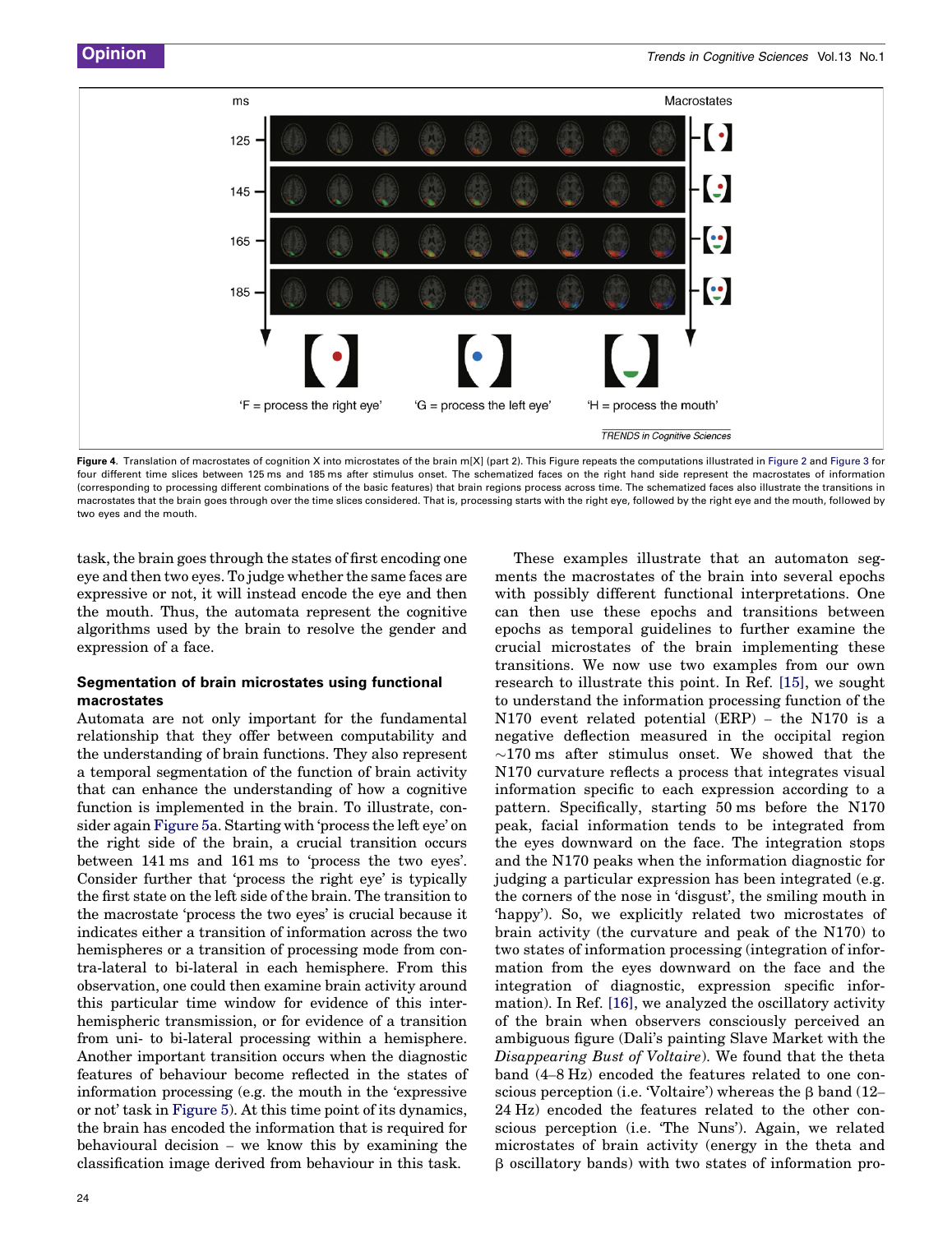Figure 4. Translation of macrostates of cognition X into microstates of the brain m[X] (part 2). This Figure repeats the computations illustrated in Figure 2 and Figure 3 for four different time slices between 125 ms and 185 ms after stimulus onset. The schematized faces on the right hand side represent the macrostates of information (corresponding to processing different combinations of the basic features) that brain regions process across time. The schematized faces also illustrate the transitions in macrostates that the brain goes through over the time slices considered. That is, processing starts with the right eye, followed by the right eye and the mouth, followed by two eyes and the mouth.

task, the brain goes through the states of first encoding one eye and then two eyes. To judge whether the same faces are expressive or not, it will instead encode the eye and then the mouth. Thus, the automata represent the cognitive algorithms used by the brain to resolve the gender and expression of a face.

## Segmentation of brain microstates using functional macrostates

Automata are not only important for the fundamental relationship that they offer between computability and the understanding of brain functions. They also represent a temporal segmentation of the function of brain activity that can enhance the understanding of how a cognitive function is implemented in the brain. To illustrate, consider again Figure 5a. Starting with 'process the left eye' on the right side of the brain, a crucial transition occurs between 141 ms and 161 ms to 'process the two eyes'. Consider further that 'process the right eye' is typically the first state on the left side of the brain. The transition to the macrostate 'process the two eyes' is crucial because it indicates either a transition of information across the two hemispheres or a transition of processing mode from contra-lateral to bi-lateral in each hemisphere. From this observation, one could then examine brain activity around this particular time window for evidence of this inter-hemispheric transmission, or for evidence of a transition from uni- to bi-lateral processing within a hemisphere. Another important transition occurs when the diagnostic features of behaviour become reflected in the states of information processing (e.g. the mouth in the 'expressive or not' task in Figure 5). At this time point of its dynamics, the brain has encoded the information that is required for behavioural decision – we know this by examining the classification image derived from behaviour in this task.

These examples illustrate that an automaton segments the macrostates of the brain into several epochs with possibly different functional interpretations. One can then use these epochs and transitions between epochs as temporal guidelines to further examine the crucial microstates of the brain implementing these transitions. We now use two examples from our own research to illustrate this point. In Ref. [15], we sought to understand the information processing function of the N170 event related potential (ERP) – the N170 is a negative deflection measured in the occipital region ~170 ms after stimulus onset. We showed that the N170 curvature reflects a process that integrates visual information specific to each expression according to a pattern. Specifically, starting 50 ms before the N170 peak, facial information tends to be integrated from the eyes downward on the face. The integration stops and the N170 peaks when the information diagnostic for judging a particular expression has been integrated (e.g. the corners of the nose in 'disgust', the smiling mouth in 'happy'). So, we explicitly related two microstates of brain activity (the curvature and peak of the N170) to two states of information processing (integration of information from the eyes downward on the face and the integration of diagnostic, expression specific information). In Ref. [16], we analyzed the oscillatory activity of the brain when observers consciously perceived an ambiguous figure (Dali's painting Slave Market with the *Disappearing Bust of Voltaire*). We found that the theta band (4–8 Hz) encoded the features related to one conscious perception (i.e. 'Voltaire') whereas the β band (12–24 Hz) encoded the features related to the other conscious perception (i.e. 'The Nuns'). Again, we related microstates of brain activity (energy in the theta and β oscillatory bands) with two states of information pro-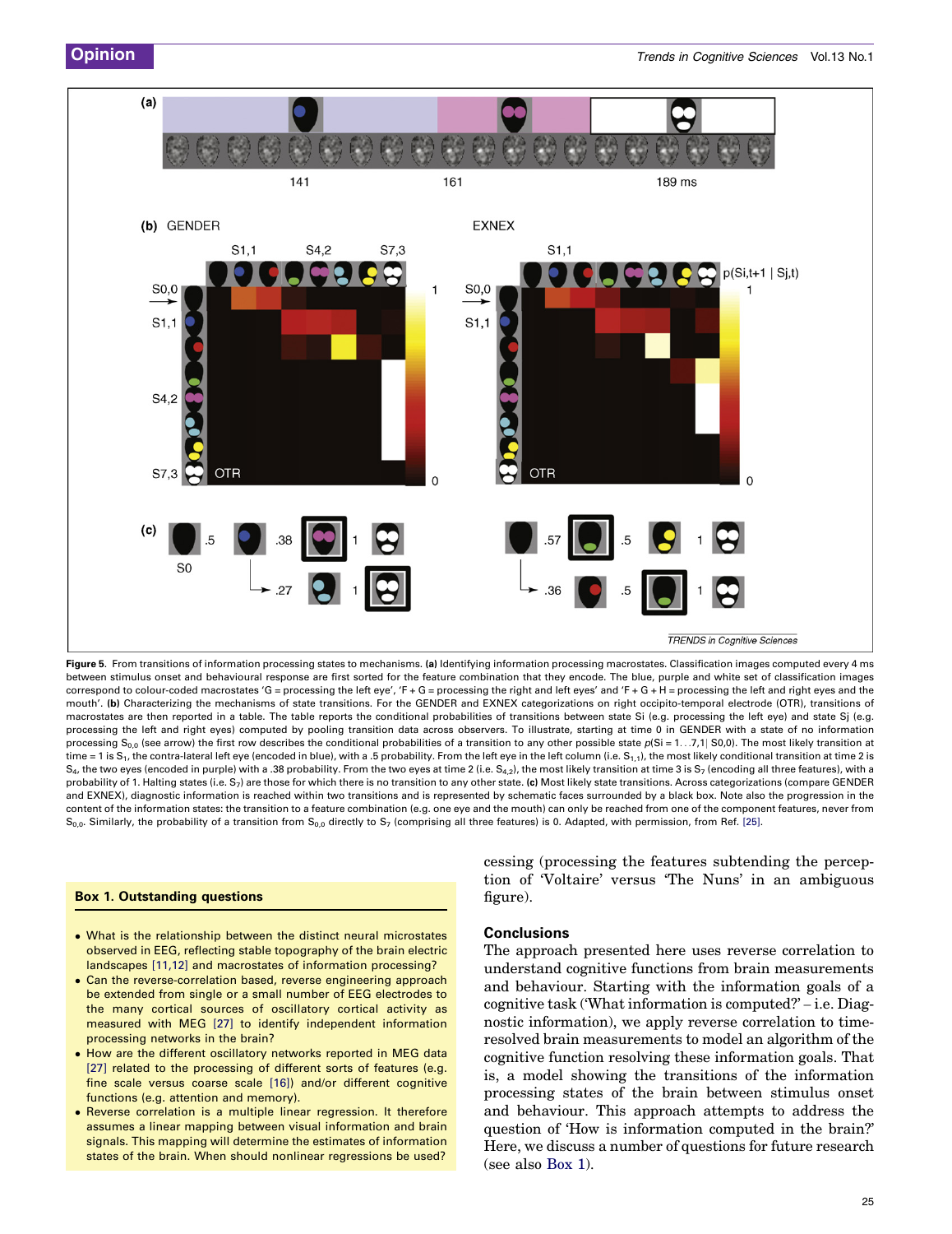Figure 5. From transitions of information processing states to mechanisms. **(a)** Identifying information processing macrostates. Classification images computed every 4 ms between stimulus onset and behavioural response are first sorted for the feature combination that they encode. The blue, purple and white set of classification images correspond to colour-coded macrostates 'G = processing the left eye', 'F + G = processing the right and left eyes' and 'F + G + H = processing the left and right eyes and the mouth'. **(b)** Characterizing the mechanisms of state transitions. For the GENDER and EXNEX categorizations on right occipito-temporal electrode (OTR), transitions of macrostates are then reported in a table. The table reports the conditional probabilities of transitions between state Si (e.g. processing the left eye) and state Sj (e.g. processing the left and right eyes) computed by pooling transition data across observers. To illustrate, starting at time 0 in GENDER with a state of no information processing $S_{0,0}$ (see arrow) the first row describes the conditional probabilities of a transition to any other possible state $p(Si = 1...7,1| S0,0)$. The most likely transition at time = 1 is $S_1$, the contra-lateral left eye (encoded in blue), with a .5 probability. From the left eye in the left column (i.e. $S_{1,1}$), the most likely conditional transition at time 2 is $S_4$, the two eyes (encoded in purple) with a .38 probability. From the two eyes at time 2 (i.e. $S_{4,2}$), the most likely transition at time 3 is $S_7$ (encoding all three features), with a probability of 1. Halting states (i.e. $S_7$) are those for which there is no transition to any other state. **(c)** Most likely state transitions. Across categorizations (compare GENDER and EXNEX), diagnostic information is reached within two transitions and is represented by schematic faces surrounded by a black box. Note also the progression in the content of the information states: the transition to a feature combination (e.g. one eye and the mouth) can only be reached from one of the component features, never from $S_{0,0}$. Similarly, the probability of a transition from $S_{0,0}$ directly to $S_7$ (comprising all three features) is 0. Adapted, with permission, from Ref. [25].

cessing (processing the features subtending the perception of 'Voltaire' versus 'The Nuns' in an ambiguous figure).

## Conclusions

The approach presented here uses reverse correlation to understand cognitive functions from brain measurements and behaviour. Starting with the information goals of a cognitive task ('What information is computed?' – i.e. Diagnostic information), we apply reverse correlation to time-resolved brain measurements to model an algorithm of the cognitive function resolving these information goals. That is, a model showing the transitions of the information processing states of the brain between stimulus onset and behaviour. This approach attempts to address the question of 'How is information computed in the brain?' Here, we discuss a number of questions for future research (see also Box 1).

### Box 1. Outstanding questions

- What is the relationship between the distinct neural microstates observed in EEG, reflecting stable topography of the brain electric landscapes [11,12] and macrostates of information processing?
- Can the reverse-correlation based, reverse engineering approach be extended from single or a small number of EEG electrodes to the many cortical sources of oscillatory cortical activity as measured with MEG [27] to identify independent information processing networks in the brain?
- How are the different oscillatory networks reported in MEG data [27] related to the processing of different sorts of features (e.g. fine scale versus coarse scale [16]) and/or different cognitive functions (e.g. attention and memory).
- Reverse correlation is a multiple linear regression. It therefore assumes a linear mapping between visual information and brain signals. This mapping will determine the estimates of information states of the brain. When should nonlinear regressions be used?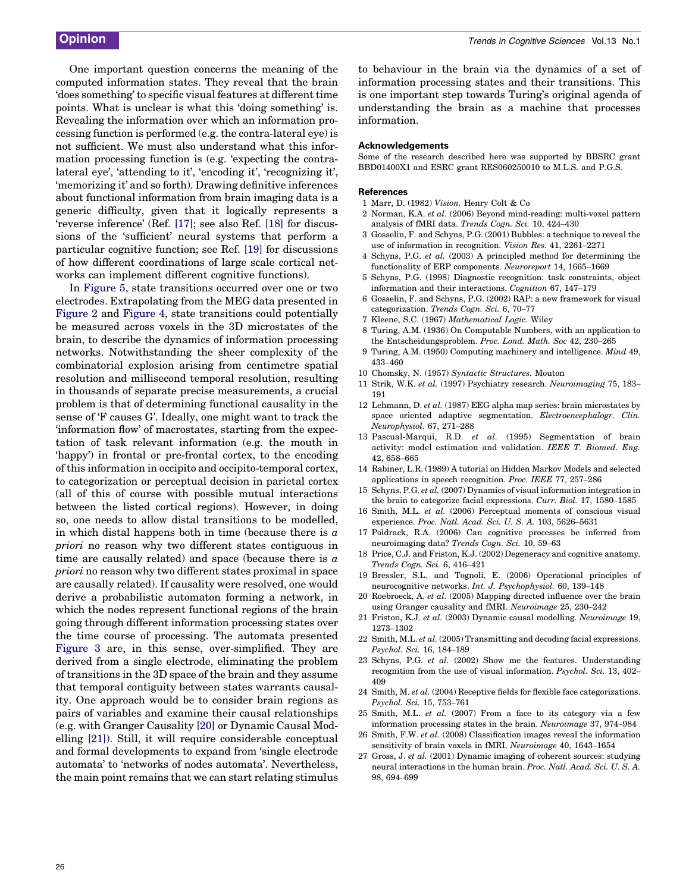One important question concerns the meaning of the computed information states. They reveal that the brain 'does something' to specific visual features at different time points. What is unclear is what this 'doing something' is. Revealing the information over which an information processing function is performed (e.g. the contra-lateral eye) is not sufficient. We must also understand what this information processing function is (e.g. 'expecting the contra-lateral eye', 'attending to it', 'encoding it', 'recognizing it', 'memorizing it' and so forth). Drawing definitive inferences about functional information from brain imaging data is a generic difficulty, given that it logically represents a 'reverse inference' (Ref. [17]; see also Ref. [18] for discussions of the 'sufficient' neural systems that perform a particular cognitive function; see Ref. [19] for discussions of how different coordinations of large scale cortical networks can implement different cognitive functions).

In Figure 5, state transitions occurred over one or two electrodes. Extrapolating from the MEG data presented in Figure 2 and Figure 4, state transitions could potentially be measured across voxels in the 3D microstates of the brain, to describe the dynamics of information processing networks. Notwithstanding the sheer complexity of the combinatorial explosion arising from centimetre spatial resolution and millisecond temporal resolution, resulting in thousands of separate precise measurements, a crucial problem is that of determining functional causality in the sense of 'F causes G'. Ideally, one might want to track the 'information flow' of macrostates, starting from the expectation of task relevant information (e.g. the mouth in 'happy') in frontal or pre-frontal cortex, to the encoding of this information in occipito and occipito-temporal cortex, to categorization or perceptual decision in parietal cortex (all of this of course with possible mutual interactions between the listed cortical regions). However, in doing so, one needs to allow distal transitions to be modelled, in which distal happens both in time (because there is *a priori* no reason why two different states contiguous in time are causally related) and space (because there is *a priori* no reason why two different states proximal in space are causally related). If causality were resolved, one would derive a probabilistic automaton forming a network, in which the nodes represent functional regions of the brain going through different information processing states over the time course of processing. The automata presented Figure 3 are, in this sense, over-simplified. They are derived from a single electrode, eliminating the problem of transitions in the 3D space of the brain and they assume that temporal contiguity between states warrants causality. One approach would be to consider brain regions as pairs of variables and examine their causal relationships (e.g. with Granger Causality [20] or Dynamic Causal Modelling [21]). Still, it will require considerable conceptual and formal developments to expand from 'single electrode automata' to 'networks of nodes automata'. Nevertheless, the main point remains that we can start relating stimulus to behaviour in the brain via the dynamics of a set of information processing states and their transitions. This is one important step towards Turing's original agenda of understanding the brain as a machine that processes information.

### Acknowledgements

Some of the research described here was supported by BBSRC grant BBD01400X1 and ESRC grant RES060250010 to M.L.S. and P.G.S.

### References

1 Marr, D. (1982) *Vision.* Henry Colt & Co
2 Norman, K.A. *et al.* (2006) Beyond mind-reading: multi-voxel pattern analysis of fMRI data. *Trends Cogn. Sci.* 10, 424–430
3 Gosselin, F. and Schyns, P.G. (2001) Bubbles: a technique to reveal the use of information in recognition. *Vision Res.* 41, 2261–2271
4 Schyns, P.G. *et al.* (2003) A principled method for determining the functionality of ERP components. *Neuroreport* 14, 1665–1669
5 Schyns, P.G. (1998) Diagnostic recognition: task constraints, object information and their interactions. *Cognition* 67, 147–179
6 Gosselin, F. and Schyns, P.G. (2002) RAP: a new framework for visual categorization. *Trends Cogn. Sci.* 6, 70–77
7 Kleene, S.C. (1967) *Mathematical Logic.* Wiley
8 Turing, A.M. (1936) On Computable Numbers, with an application to the Entscheidungsproblem. *Proc. Lond. Math. Soc* 42, 230–265
9 Turing, A.M. (1950) Computing machinery and intelligence. *Mind* 49, 433–460
10 Chomsky, N. (1957) *Syntactic Structures.* Mouton
11 Strik, W.K. *et al.* (1997) Psychiatry research. *Neuroimaging* 75, 183–191
12 Lehmann, D. *et al.* (1987) EEG alpha map series: brain microstates by space oriented adaptive segmentation. *Electroencephalogr. Clin. Neurophysiol.* 67, 271–288
13 Pascual-Marqui, R.D. *et al.* (1995) Segmentation of brain activity: model estimation and validation. *IEEE T. Biomed. Eng.* 42, 658–665
14 Rabiner, L.R. (1989) A tutorial on Hidden Markov Models and selected applications in speech recognition. *Proc. IEEE* 77, 257–286
15 Schyns, P.G. *et al.* (2007) Dynamics of visual information integration in the brain to categorize facial expressions. *Curr. Biol.* 17, 1580–1585
16 Smith, M.L. *et al.* (2006) Perceptual moments of conscious visual experience. *Proc. Natl. Acad. Sci. U. S. A.* 103, 5626–5631
17 Poldrack, R.A. (2006) Can cognitive processes be inferred from neuroimaging data? *Trends Cogn. Sci.* 10, 59–63
18 Price, C.J. and Friston, K.J. (2002) Degeneracy and cognitive anatomy. *Trends Cogn. Sci.* 6, 416–421
19 Bressler, S.L. and Tognoli, E. (2006) Operational principles of neurocognitive networks. *Int. J. Psychophysiol.* 60, 139–148
20 Roebroeck, A. *et al.* (2005) Mapping directed influence over the brain using Granger causality and fMRI. *Neuroimage* 25, 230–242
21 Friston, K.J. *et al.* (2003) Dynamic causal modelling. *Neuroimage* 19, 1273–1302
22 Smith, M.L. *et al.* (2005) Transmitting and decoding facial expressions. *Psychol. Sci.* 16, 184–189
23 Schyns, P.G. *et al.* (2002) Show me the features. Understanding recognition from the use of visual information. *Psychol. Sci.* 13, 402–409
24 Smith, M. *et al.* (2004) Receptive fields for flexible face categorizations. *Psychol. Sci.* 15, 753–761
25 Smith, M.L. *et al.* (2007) From a face to its category via a few information processing states in the brain. *Neuroimage* 37, 974–984
26 Smith, F.W. *et al.* (2008) Classification images reveal the information sensitivity of brain voxels in fMRI. *Neuroimage* 40, 1643–1654
27 Gross, J. *et al.* (2001) Dynamic imaging of coherent sources: studying neural interactions in the human brain. *Proc. Natl. Acad. Sci. U. S. A.* 98, 694–699